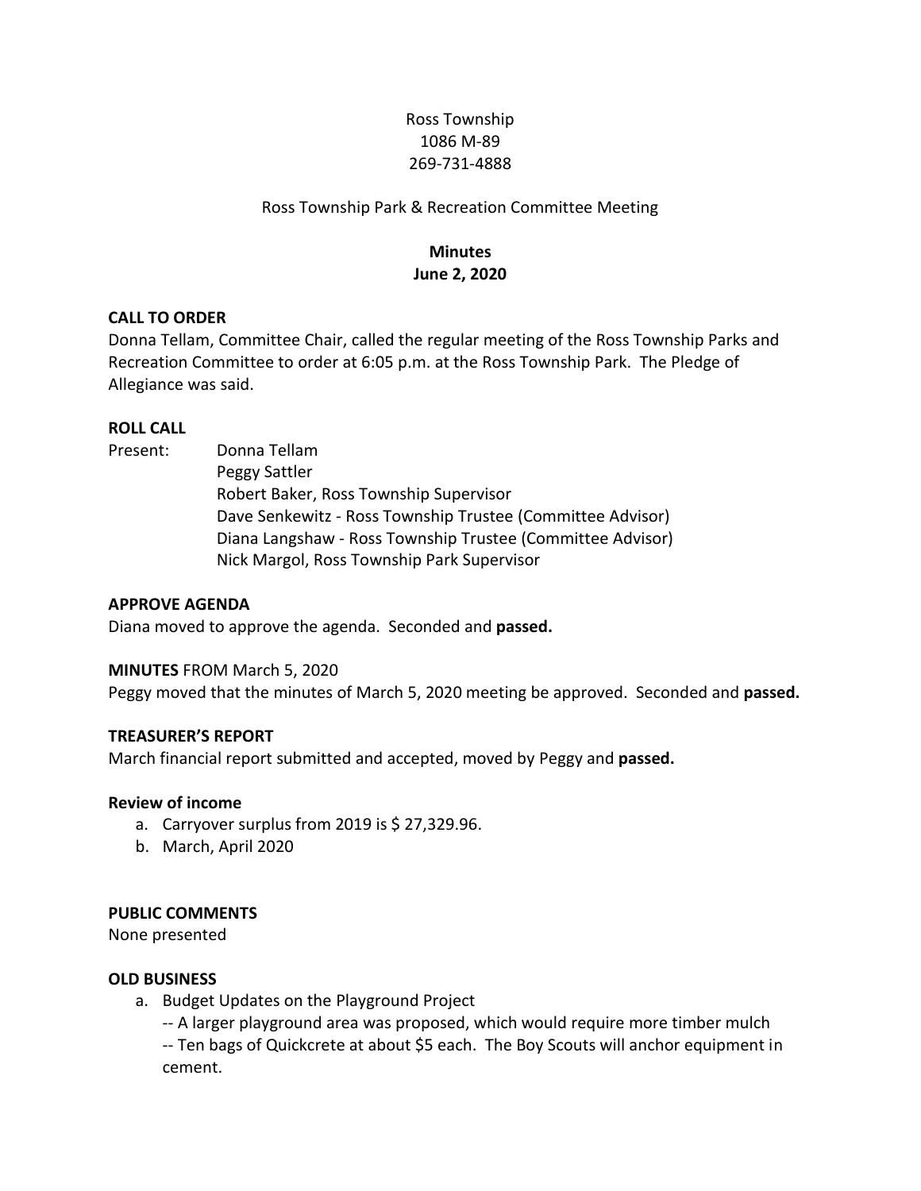Ross Township
1086 M-89
269-731-4888

Ross Township Park & Recreation Committee Meeting

**Minutes**
**June 2, 2020**

**CALL TO ORDER**

Donna Tellam, Committee Chair, called the regular meeting of the Ross Township Parks and Recreation Committee to order at 6:05 p.m. at the Ross Township Park. The Pledge of Allegiance was said.

**ROLL CALL**

Present: Donna Tellam
Peggy Sattler
Robert Baker, Ross Township Supervisor
Dave Senkewitz - Ross Township Trustee (Committee Advisor)
Diana Langshaw - Ross Township Trustee (Committee Advisor)
Nick Margol, Ross Township Park Supervisor

**APPROVE AGENDA**

Diana moved to approve the agenda. Seconded and **passed.**

**MINUTES** FROM March 5, 2020

Peggy moved that the minutes of March 5, 2020 meeting be approved. Seconded and **passed.**

**TREASURER'S REPORT**

March financial report submitted and accepted, moved by Peggy and **passed.**

**Review of income**

a. Carryover surplus from 2019 is $ 27,329.96.
b. March, April 2020

**PUBLIC COMMENTS**

None presented

**OLD BUSINESS**

a. Budget Updates on the Playground Project
   -- A larger playground area was proposed, which would require more timber mulch
   -- Ten bags of Quickcrete at about $5 each. The Boy Scouts will anchor equipment in cement.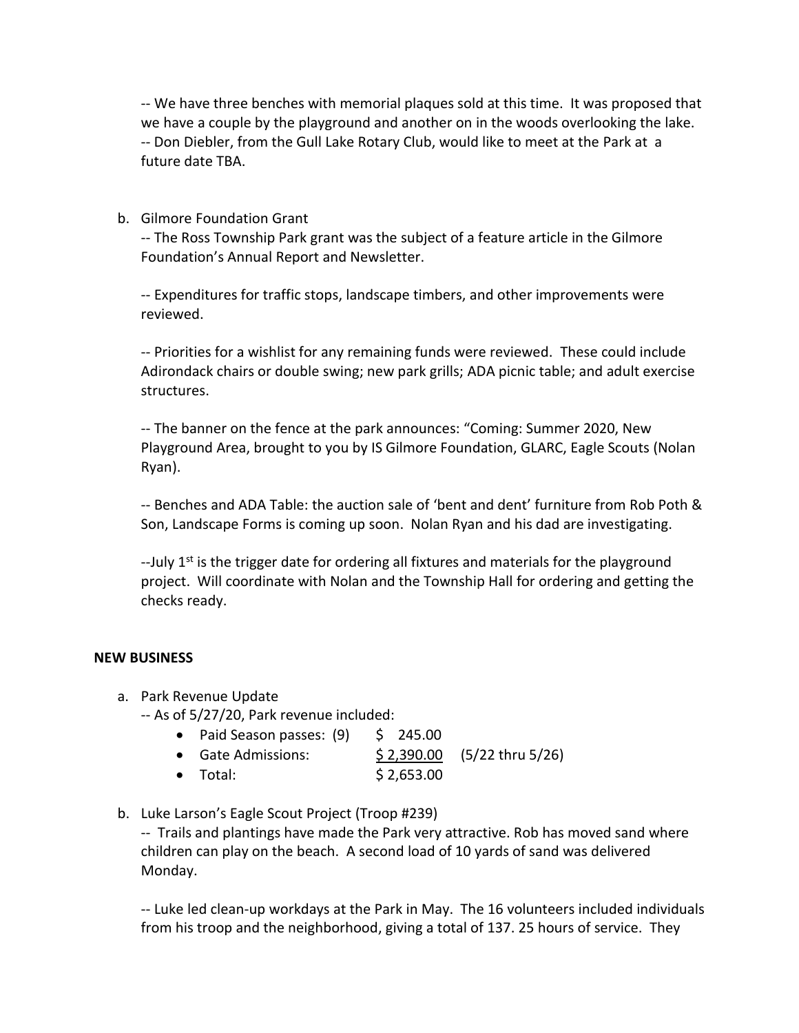-- We have three benches with memorial plaques sold at this time. It was proposed that we have a couple by the playground and another on in the woods overlooking the lake.
-- Don Diebler, from the Gull Lake Rotary Club, would like to meet at the Park at a future date TBA.

b. Gilmore Foundation Grant

-- The Ross Township Park grant was the subject of a feature article in the Gilmore Foundation's Annual Report and Newsletter.

-- Expenditures for traffic stops, landscape timbers, and other improvements were reviewed.

-- Priorities for a wishlist for any remaining funds were reviewed. These could include Adirondack chairs or double swing; new park grills; ADA picnic table; and adult exercise structures.

-- The banner on the fence at the park announces: "Coming: Summer 2020, New Playground Area, brought to you by IS Gilmore Foundation, GLARC, Eagle Scouts (Nolan Ryan).

-- Benches and ADA Table: the auction sale of 'bent and dent' furniture from Rob Poth & Son, Landscape Forms is coming up soon. Nolan Ryan and his dad are investigating.

--July 1st is the trigger date for ordering all fixtures and materials for the playground project. Will coordinate with Nolan and the Township Hall for ordering and getting the checks ready.

## NEW BUSINESS

a. Park Revenue Update

-- As of 5/27/20, Park revenue included:

- Paid Season passes: (9) $ 245.00
- Gate Admissions: $ 2,390.00 (5/22 thru 5/26)
- Total: $ 2,653.00

b. Luke Larson's Eagle Scout Project (Troop #239)

-- Trails and plantings have made the Park very attractive. Rob has moved sand where children can play on the beach. A second load of 10 yards of sand was delivered Monday.

-- Luke led clean-up workdays at the Park in May. The 16 volunteers included individuals from his troop and the neighborhood, giving a total of 137. 25 hours of service. They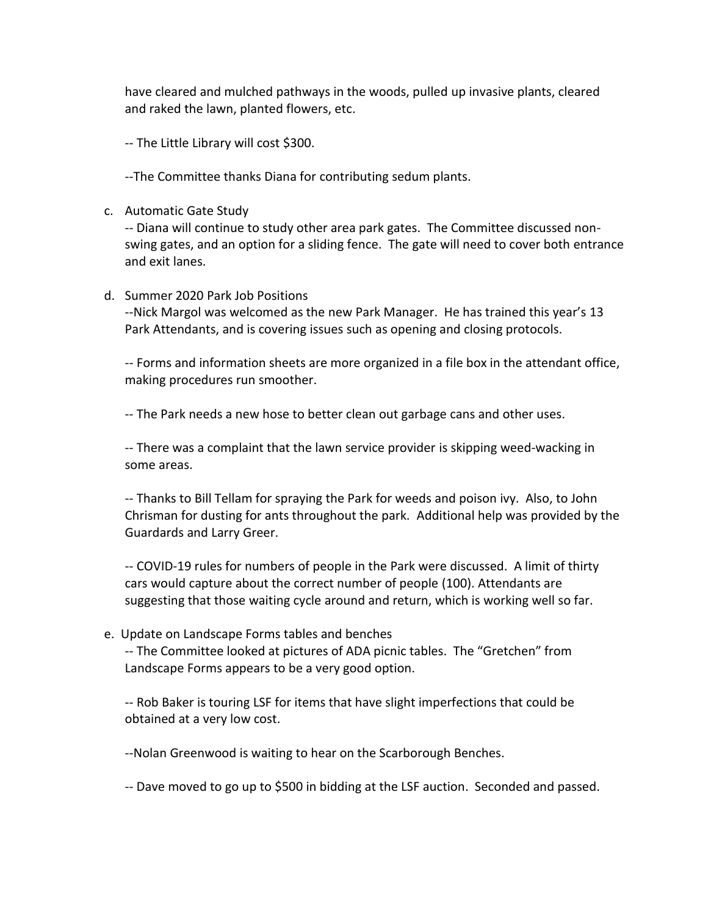have cleared and mulched pathways in the woods, pulled up invasive plants, cleared and raked the lawn, planted flowers, etc.

-- The Little Library will cost $300.

--The Committee thanks Diana for contributing sedum plants.

c. Automatic Gate Study

-- Diana will continue to study other area park gates. The Committee discussed non-swing gates, and an option for a sliding fence. The gate will need to cover both entrance and exit lanes.

d. Summer 2020 Park Job Positions

--Nick Margol was welcomed as the new Park Manager. He has trained this year's 13 Park Attendants, and is covering issues such as opening and closing protocols.

-- Forms and information sheets are more organized in a file box in the attendant office, making procedures run smoother.

-- The Park needs a new hose to better clean out garbage cans and other uses.

-- There was a complaint that the lawn service provider is skipping weed-wacking in some areas.

-- Thanks to Bill Tellam for spraying the Park for weeds and poison ivy. Also, to John Chrisman for dusting for ants throughout the park. Additional help was provided by the Guardards and Larry Greer.

-- COVID-19 rules for numbers of people in the Park were discussed. A limit of thirty cars would capture about the correct number of people (100). Attendants are suggesting that those waiting cycle around and return, which is working well so far.

e. Update on Landscape Forms tables and benches

-- The Committee looked at pictures of ADA picnic tables. The "Gretchen" from Landscape Forms appears to be a very good option.

-- Rob Baker is touring LSF for items that have slight imperfections that could be obtained at a very low cost.

--Nolan Greenwood is waiting to hear on the Scarborough Benches.

-- Dave moved to go up to $500 in bidding at the LSF auction. Seconded and passed.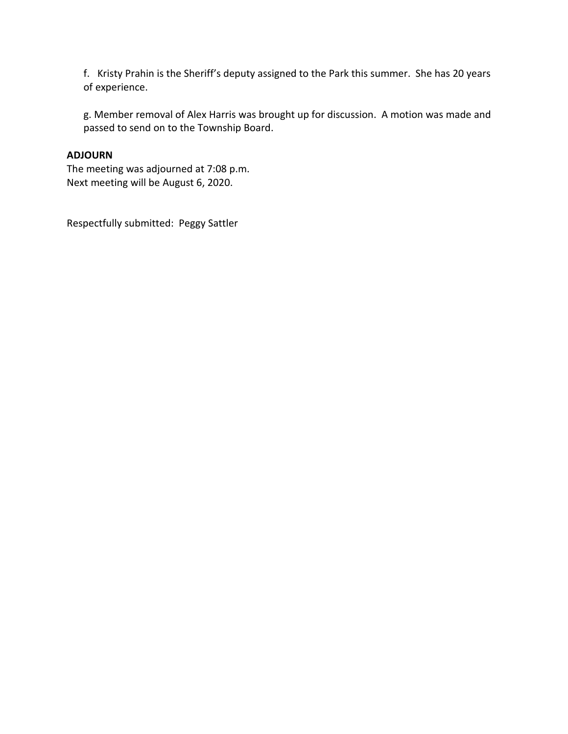f. Kristy Prahin is the Sheriff's deputy assigned to the Park this summer. She has 20 years of experience.

g. Member removal of Alex Harris was brought up for discussion. A motion was made and passed to send on to the Township Board.

**ADJOURN**

The meeting was adjourned at 7:08 p.m.
Next meeting will be August 6, 2020.

Respectfully submitted: Peggy Sattler